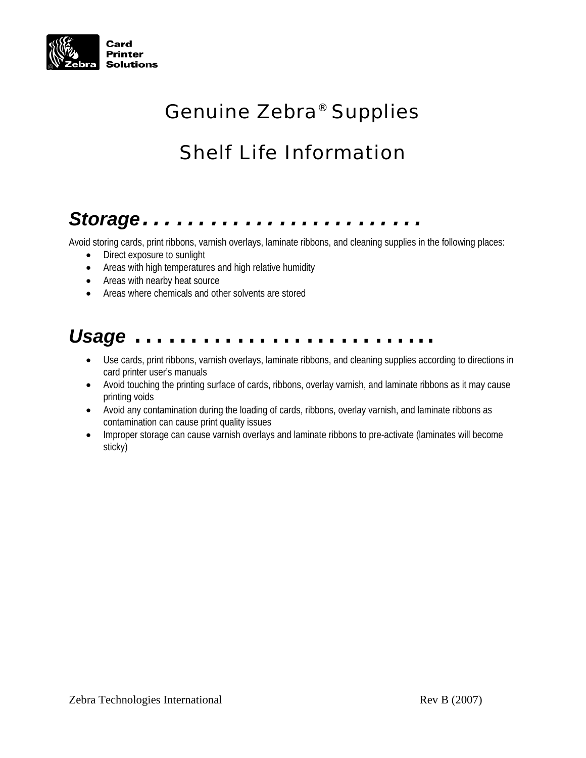Card Printer Solutions

# Genuine Zebra® Supplies

# Shelf Life Information

## *Storage*

Avoid storing cards, print ribbons, varnish overlays, laminate ribbons, and cleaning supplies in the following places:

- Direct exposure to sunlight
- Areas with high temperatures and high relative humidity
- Areas with nearby heat source
- Areas where chemicals and other solvents are stored

## *Usage*

- Use cards, print ribbons, varnish overlays, laminate ribbons, and cleaning supplies according to directions in card printer user's manuals
- Avoid touching the printing surface of cards, ribbons, overlay varnish, and laminate ribbons as it may cause printing voids
- Avoid any contamination during the loading of cards, ribbons, overlay varnish, and laminate ribbons as contamination can cause print quality issues
- Improper storage can cause varnish overlays and laminate ribbons to pre-activate (laminates will become sticky)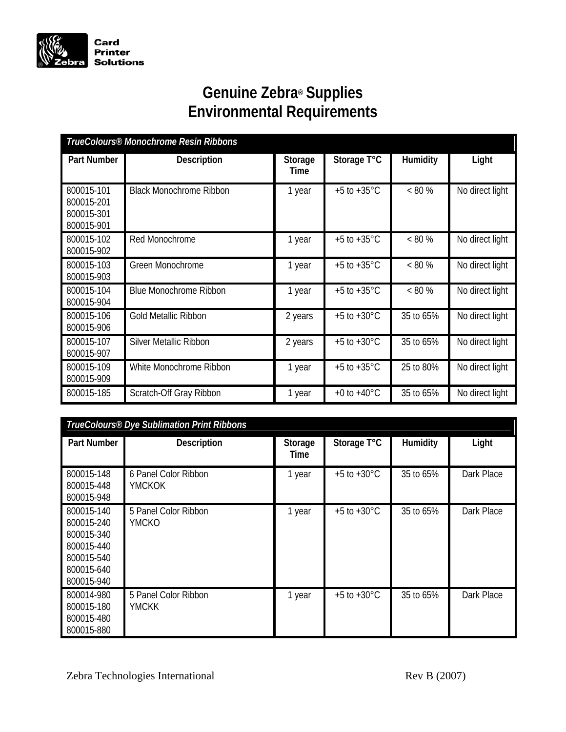Card Printer Solutions

# Genuine Zebra® Supplies Environmental Requirements

| *TrueColours® Monochrome Resin Ribbons* | | | | | |
|---|---|---|---|---|---|
| **Part Number** | **Description** | **Storage Time** | **Storage T°C** | **Humidity** | **Light** |
| 800015-101<br>800015-201<br>800015-301<br>800015-901 | Black Monochrome Ribbon | 1 year | +5 to +35°C | < 80 % | No direct light |
| 800015-102<br>800015-902 | Red Monochrome | 1 year | +5 to +35°C | < 80 % | No direct light |
| 800015-103<br>800015-903 | Green Monochrome | 1 year | +5 to +35°C | < 80 % | No direct light |
| 800015-104<br>800015-904 | Blue Monochrome Ribbon | 1 year | +5 to +35°C | < 80 % | No direct light |
| 800015-106<br>800015-906 | Gold Metallic Ribbon | 2 years | +5 to +30°C | 35 to 65% | No direct light |
| 800015-107<br>800015-907 | Silver Metallic Ribbon | 2 years | +5 to +30°C | 35 to 65% | No direct light |
| 800015-109<br>800015-909 | White Monochrome Ribbon | 1 year | +5 to +35°C | 25 to 80% | No direct light |
| 800015-185 | Scratch-Off Gray Ribbon | 1 year | +0 to +40°C | 35 to 65% | No direct light |

| *TrueColours® Dye Sublimation Print Ribbons* | | | | | |
|---|---|---|---|---|---|
| **Part Number** | **Description** | **Storage Time** | **Storage T°C** | **Humidity** | **Light** |
| 800015-148<br>800015-448<br>800015-948 | 6 Panel Color Ribbon<br>YMCKOK | 1 year | +5 to +30°C | 35 to 65% | Dark Place |
| 800015-140<br>800015-240<br>800015-340<br>800015-440<br>800015-540<br>800015-640<br>800015-940 | 5 Panel Color Ribbon<br>YMCKO | 1 year | +5 to +30°C | 35 to 65% | Dark Place |
| 800014-980<br>800015-180<br>800015-480<br>800015-880 | 5 Panel Color Ribbon<br>YMCKK | 1 year | +5 to +30°C | 35 to 65% | Dark Place |

Zebra Technologies International Rev B (2007)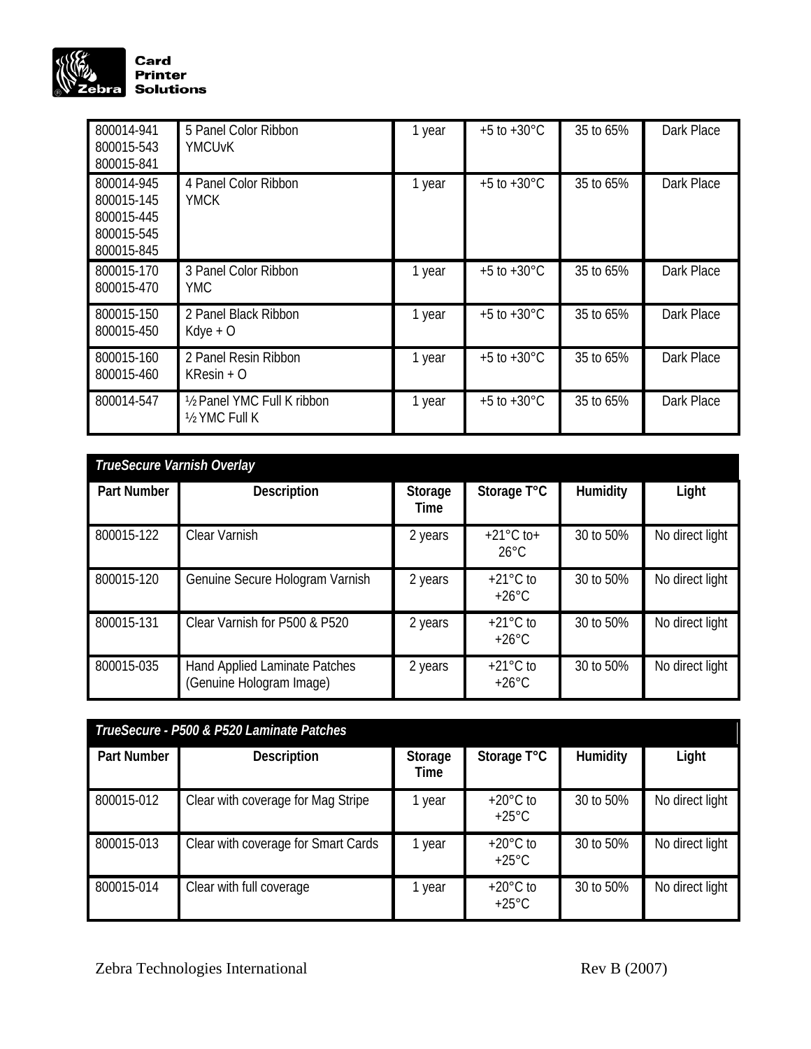| | | | | | |
|---|---|---|---|---|---|
| 800014-941<br>800015-543<br>800015-841 | 5 Panel Color Ribbon<br>YMCUvK | 1 year | +5 to +30°C | 35 to 65% | Dark Place |
| 800014-945<br>800015-145<br>800015-445<br>800015-545<br>800015-845 | 4 Panel Color Ribbon<br>YMCK | 1 year | +5 to +30°C | 35 to 65% | Dark Place |
| 800015-170<br>800015-470 | 3 Panel Color Ribbon<br>YMC | 1 year | +5 to +30°C | 35 to 65% | Dark Place |
| 800015-150<br>800015-450 | 2 Panel Black Ribbon<br>Kdye + O | 1 year | +5 to +30°C | 35 to 65% | Dark Place |
| 800015-160<br>800015-460 | 2 Panel Resin Ribbon<br>KResin + O | 1 year | +5 to +30°C | 35 to 65% | Dark Place |
| 800014-547 | ½ Panel YMC Full K ribbon<br>½ YMC Full K | 1 year | +5 to +30°C | 35 to 65% | Dark Place |

***TrueSecure Varnish Overlay***

| Part Number | Description | Storage Time | Storage T°C | Humidity | Light |
|---|---|---|---|---|---|
| 800015-122 | Clear Varnish | 2 years | +21°C to+ 26°C | 30 to 50% | No direct light |
| 800015-120 | Genuine Secure Hologram Varnish | 2 years | +21°C to +26°C | 30 to 50% | No direct light |
| 800015-131 | Clear Varnish for P500 & P520 | 2 years | +21°C to +26°C | 30 to 50% | No direct light |
| 800015-035 | Hand Applied Laminate Patches (Genuine Hologram Image) | 2 years | +21°C to +26°C | 30 to 50% | No direct light |

***TrueSecure - P500 & P520 Laminate Patches***

| Part Number | Description | Storage Time | Storage T°C | Humidity | Light |
|---|---|---|---|---|---|
| 800015-012 | Clear with coverage for Mag Stripe | 1 year | +20°C to +25°C | 30 to 50% | No direct light |
| 800015-013 | Clear with coverage for Smart Cards | 1 year | +20°C to +25°C | 30 to 50% | No direct light |
| 800015-014 | Clear with full coverage | 1 year | +20°C to +25°C | 30 to 50% | No direct light |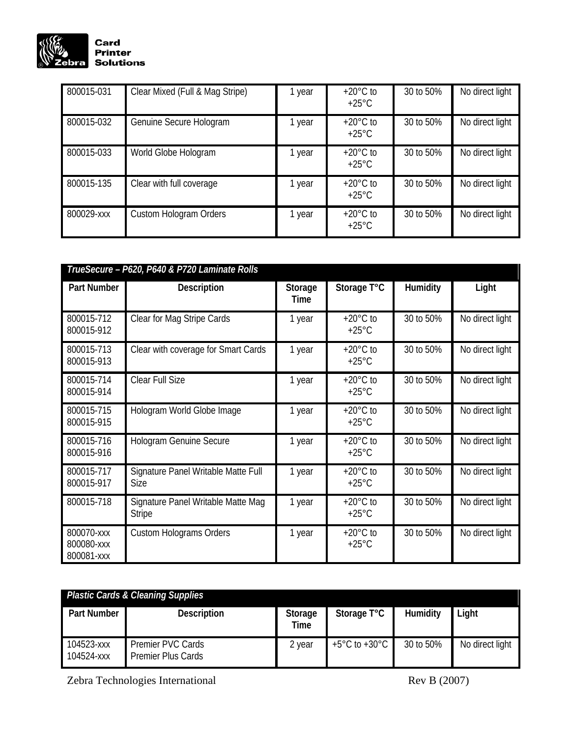| | | | | | |
|---|---|---|---|---|---|
| 800015-031 | Clear Mixed (Full & Mag Stripe) | 1 year | +20°C to +25°C | 30 to 50% | No direct light |
| 800015-032 | Genuine Secure Hologram | 1 year | +20°C to +25°C | 30 to 50% | No direct light |
| 800015-033 | World Globe Hologram | 1 year | +20°C to +25°C | 30 to 50% | No direct light |
| 800015-135 | Clear with full coverage | 1 year | +20°C to +25°C | 30 to 50% | No direct light |
| 800029-xxx | Custom Hologram Orders | 1 year | +20°C to +25°C | 30 to 50% | No direct light |

| ***TrueSecure – P620, P640 & P720 Laminate Rolls*** | | | | | |
|---|---|---|---|---|---|
| **Part Number** | **Description** | **Storage Time** | **Storage T°C** | **Humidity** | **Light** |
| 800015-712<br>800015-912 | Clear for Mag Stripe Cards | 1 year | +20°C to +25°C | 30 to 50% | No direct light |
| 800015-713<br>800015-913 | Clear with coverage for Smart Cards | 1 year | +20°C to +25°C | 30 to 50% | No direct light |
| 800015-714<br>800015-914 | Clear Full Size | 1 year | +20°C to +25°C | 30 to 50% | No direct light |
| 800015-715<br>800015-915 | Hologram World Globe Image | 1 year | +20°C to +25°C | 30 to 50% | No direct light |
| 800015-716<br>800015-916 | Hologram Genuine Secure | 1 year | +20°C to +25°C | 30 to 50% | No direct light |
| 800015-717<br>800015-917 | Signature Panel Writable Matte Full Size | 1 year | +20°C to +25°C | 30 to 50% | No direct light |
| 800015-718 | Signature Panel Writable Matte Mag Stripe | 1 year | +20°C to +25°C | 30 to 50% | No direct light |
| 800070-xxx<br>800080-xxx<br>800081-xxx | Custom Holograms Orders | 1 year | +20°C to +25°C | 30 to 50% | No direct light |

| ***Plastic Cards & Cleaning Supplies*** | | | | | |
|---|---|---|---|---|---|
| **Part Number** | **Description** | **Storage Time** | **Storage T°C** | **Humidity** | **Light** |
| 104523-xxx<br>104524-xxx | Premier PVC Cards<br>Premier Plus Cards | 2 year | +5°C to +30°C | 30 to 50% | No direct light |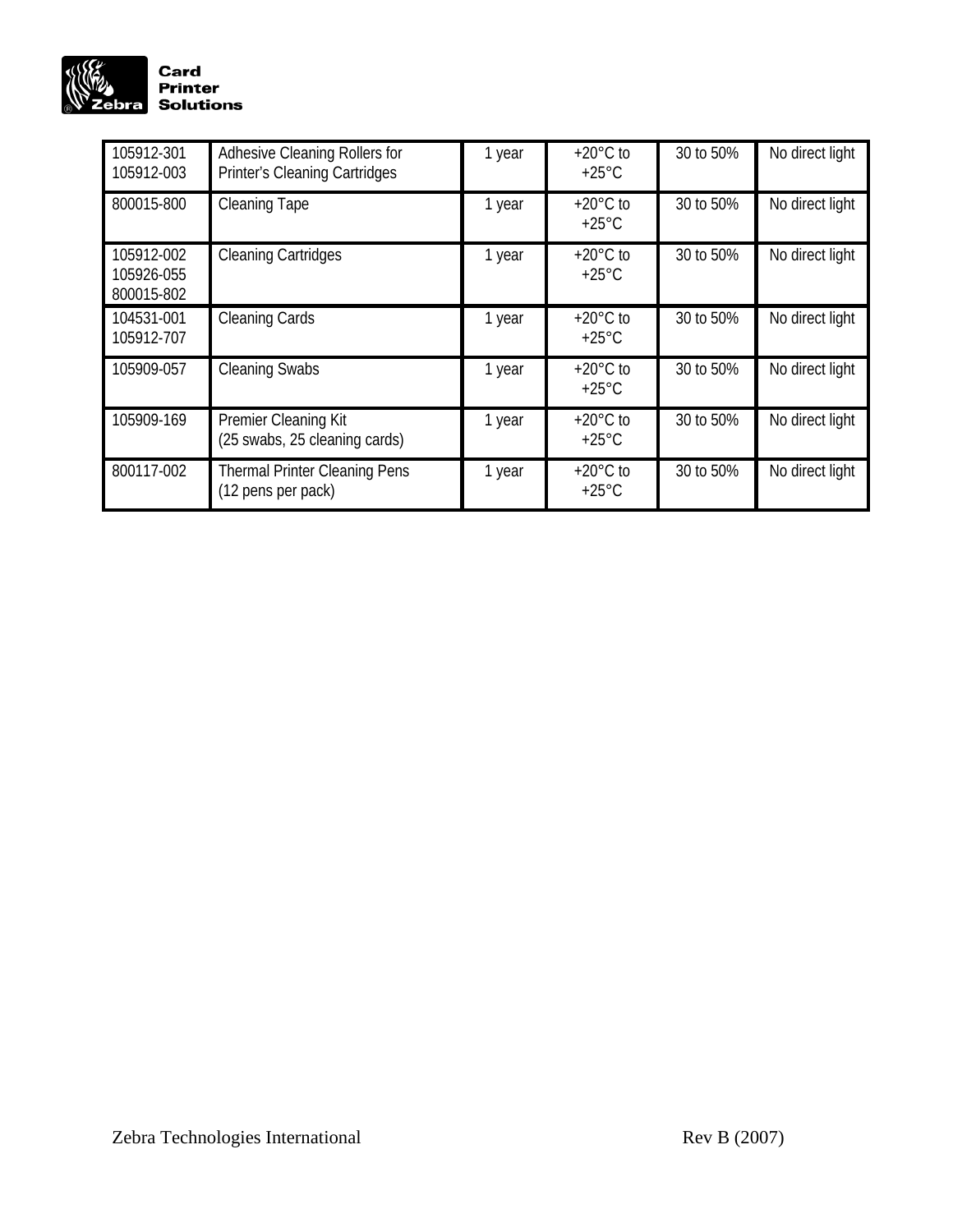| | | | | | |
|---|---|---|---|---|---|
| 105912-301<br>105912-003 | Adhesive Cleaning Rollers for Printer's Cleaning Cartridges | 1 year | +20°C to +25°C | 30 to 50% | No direct light |
| 800015-800 | Cleaning Tape | 1 year | +20°C to +25°C | 30 to 50% | No direct light |
| 105912-002<br>105926-055<br>800015-802 | Cleaning Cartridges | 1 year | +20°C to +25°C | 30 to 50% | No direct light |
| 104531-001<br>105912-707 | Cleaning Cards | 1 year | +20°C to +25°C | 30 to 50% | No direct light |
| 105909-057 | Cleaning Swabs | 1 year | +20°C to +25°C | 30 to 50% | No direct light |
| 105909-169 | Premier Cleaning Kit (25 swabs, 25 cleaning cards) | 1 year | +20°C to +25°C | 30 to 50% | No direct light |
| 800117-002 | Thermal Printer Cleaning Pens (12 pens per pack) | 1 year | +20°C to +25°C | 30 to 50% | No direct light |